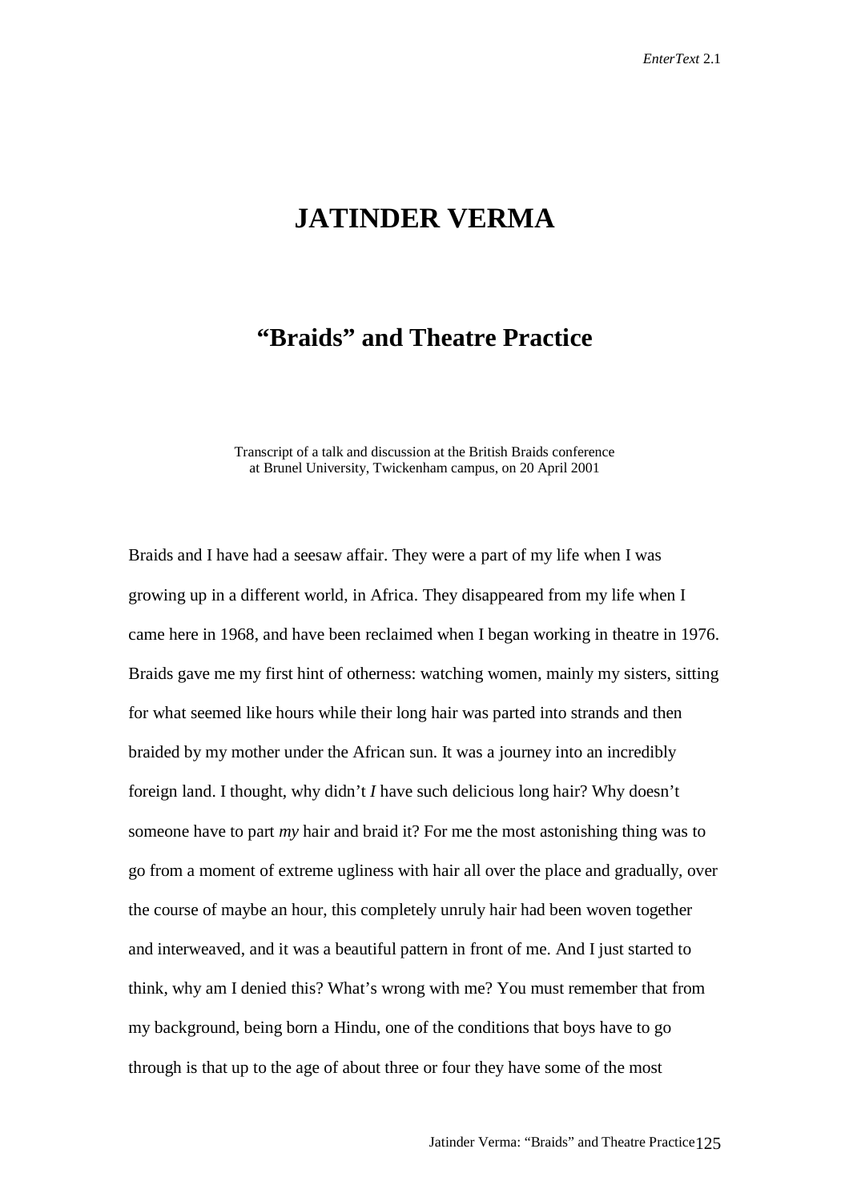# JATINDER VERMA

## "Braids" and Theatre Practice

Transcript of a talk and discussion at the British Braids conference at Brunel University, Twickenham campus, on 20 April 2001

Braids and I have had a seesaw affair. They were a part of my life when I was growing up in a different world, in Africa. They disappeared from my life when I came here in 1968, and have been reclaimed when I began working in theatre in 1976. Braids gave me my first hint of otherness: watching women, mainly my sisters, sitting for what seemed like hours while their long hair was parted into strands and then braided by my mother under the African sun. It was a journey into an incredibly foreign land. I thought, why didn't *I* have such delicious long hair? Why doesn't someone have to part *my* hair and braid it? For me the most astonishing thing was to go from a moment of extreme ugliness with hair all over the place and gradually, over the course of maybe an hour, this completely unruly hair had been woven together and interweaved, and it was a beautiful pattern in front of me. And I just started to think, why am I denied this? What's wrong with me? You must remember that from my background, being born a Hindu, one of the conditions that boys have to go through is that up to the age of about three or four they have some of the most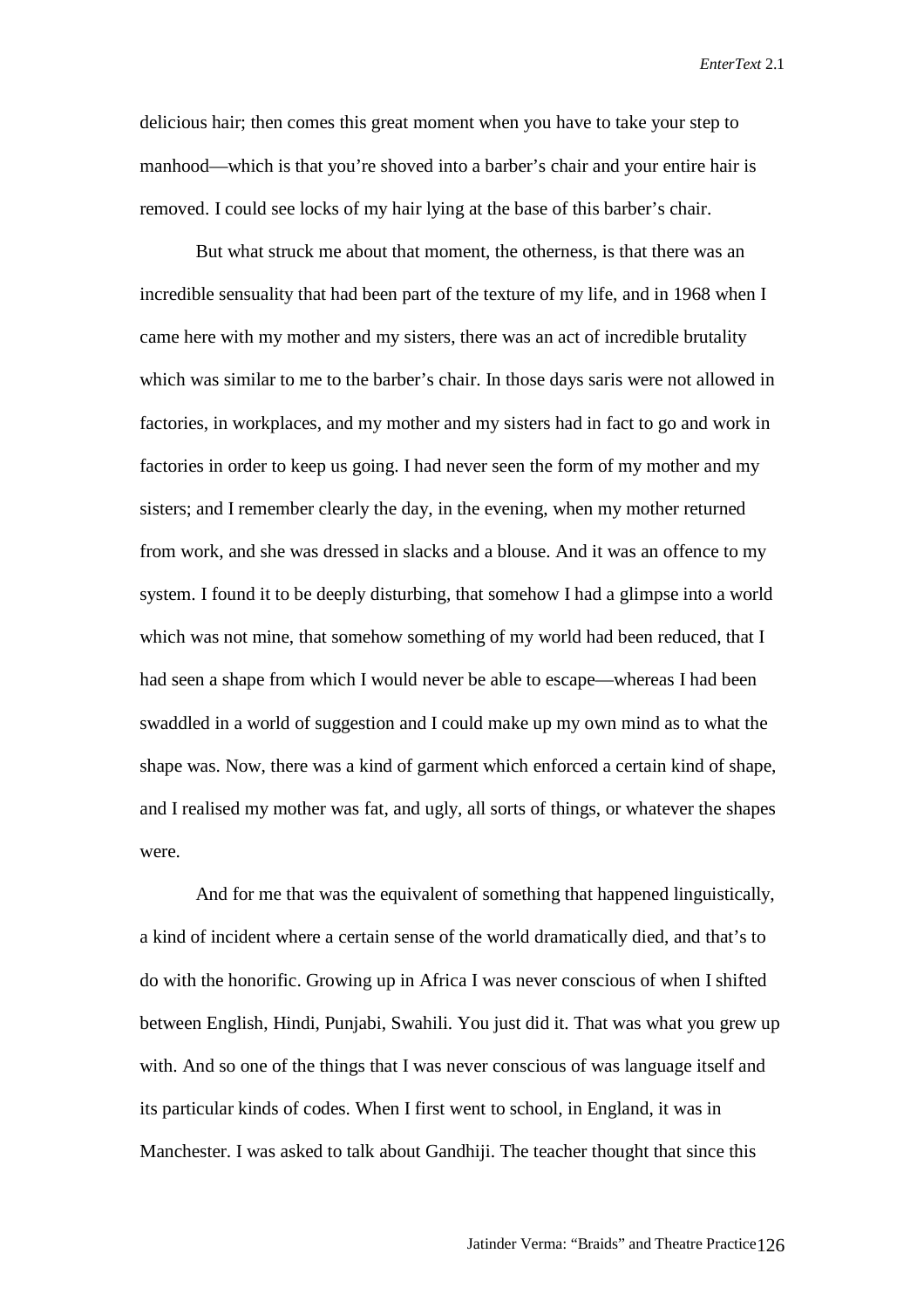delicious hair; then comes this great moment when you have to take your step to manhood—which is that you're shoved into a barber's chair and your entire hair is removed. I could see locks of my hair lying at the base of this barber's chair.

But what struck me about that moment, the otherness, is that there was an incredible sensuality that had been part of the texture of my life, and in 1968 when I came here with my mother and my sisters, there was an act of incredible brutality which was similar to me to the barber's chair. In those days saris were not allowed in factories, in workplaces, and my mother and my sisters had in fact to go and work in factories in order to keep us going. I had never seen the form of my mother and my sisters; and I remember clearly the day, in the evening, when my mother returned from work, and she was dressed in slacks and a blouse. And it was an offence to my system. I found it to be deeply disturbing, that somehow I had a glimpse into a world which was not mine, that somehow something of my world had been reduced, that I had seen a shape from which I would never be able to escape—whereas I had been swaddled in a world of suggestion and I could make up my own mind as to what the shape was. Now, there was a kind of garment which enforced a certain kind of shape, and I realised my mother was fat, and ugly, all sorts of things, or whatever the shapes were.

And for me that was the equivalent of something that happened linguistically, a kind of incident where a certain sense of the world dramatically died, and that's to do with the honorific. Growing up in Africa I was never conscious of when I shifted between English, Hindi, Punjabi, Swahili. You just did it. That was what you grew up with. And so one of the things that I was never conscious of was language itself and its particular kinds of codes. When I first went to school, in England, it was in Manchester. I was asked to talk about Gandhiji. The teacher thought that since this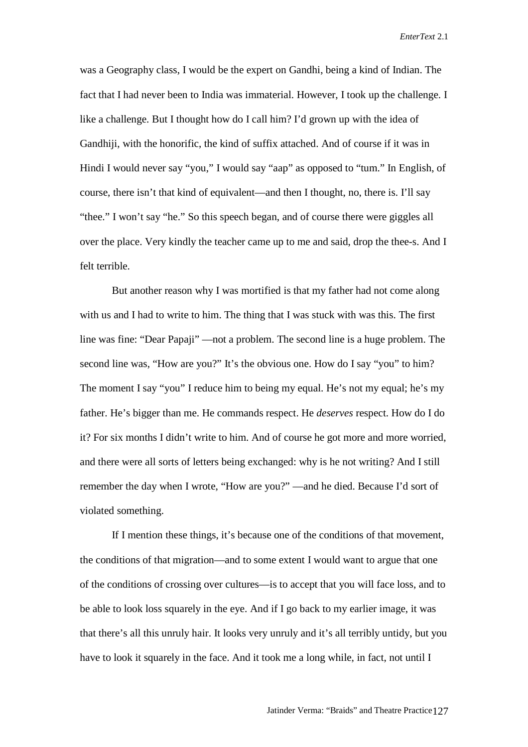was a Geography class, I would be the expert on Gandhi, being a kind of Indian. The fact that I had never been to India was immaterial. However, I took up the challenge. I like a challenge. But I thought how do I call him? I'd grown up with the idea of Gandhiji, with the honorific, the kind of suffix attached. And of course if it was in Hindi I would never say "you," I would say "aap" as opposed to "tum." In English, of course, there isn't that kind of equivalent—and then I thought, no, there is. I'll say "thee." I won't say "he." So this speech began, and of course there were giggles all over the place. Very kindly the teacher came up to me and said, drop the thee-s. And I felt terrible.

But another reason why I was mortified is that my father had not come along with us and I had to write to him. The thing that I was stuck with was this. The first line was fine: "Dear Papaji" —not a problem. The second line is a huge problem. The second line was, "How are you?" It's the obvious one. How do I say "you" to him? The moment I say "you" I reduce him to being my equal. He's not my equal; he's my father. He's bigger than me. He commands respect. He *deserves* respect. How do I do it? For six months I didn't write to him. And of course he got more and more worried, and there were all sorts of letters being exchanged: why is he not writing? And I still remember the day when I wrote, "How are you?" —and he died. Because I'd sort of violated something.

If I mention these things, it's because one of the conditions of that movement, the conditions of that migration—and to some extent I would want to argue that one of the conditions of crossing over cultures—is to accept that you will face loss, and to be able to look loss squarely in the eye. And if I go back to my earlier image, it was that there's all this unruly hair. It looks very unruly and it's all terribly untidy, but you have to look it squarely in the face. And it took me a long while, in fact, not until I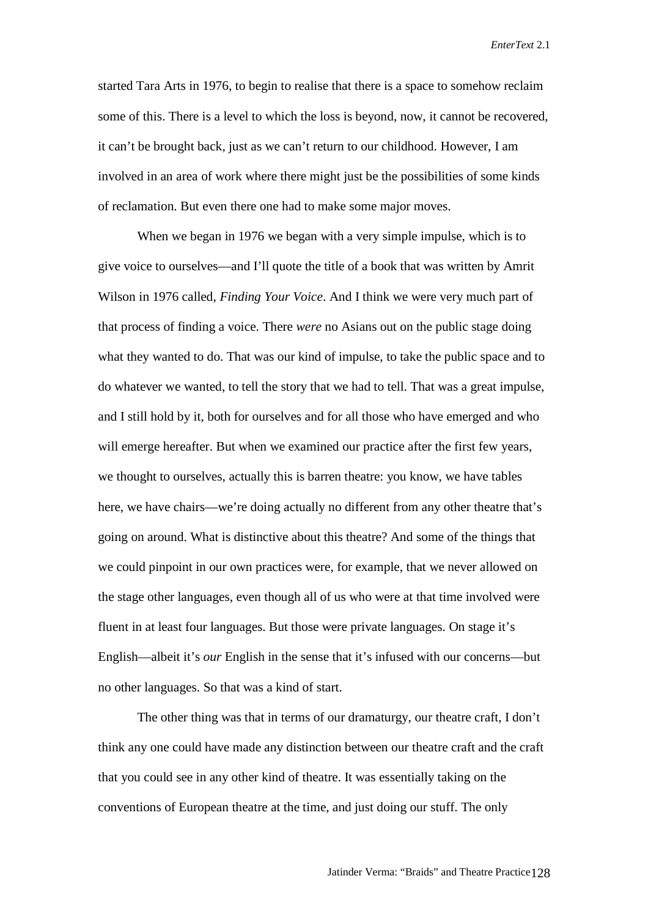started Tara Arts in 1976, to begin to realise that there is a space to somehow reclaim some of this. There is a level to which the loss is beyond, now, it cannot be recovered, it can't be brought back, just as we can't return to our childhood. However, I am involved in an area of work where there might just be the possibilities of some kinds of reclamation. But even there one had to make some major moves.

When we began in 1976 we began with a very simple impulse, which is to give voice to ourselves—and I'll quote the title of a book that was written by Amrit Wilson in 1976 called, *Finding Your Voice*. And I think we were very much part of that process of finding a voice. There *were* no Asians out on the public stage doing what they wanted to do. That was our kind of impulse, to take the public space and to do whatever we wanted, to tell the story that we had to tell. That was a great impulse, and I still hold by it, both for ourselves and for all those who have emerged and who will emerge hereafter. But when we examined our practice after the first few years, we thought to ourselves, actually this is barren theatre: you know, we have tables here, we have chairs—we're doing actually no different from any other theatre that's going on around. What is distinctive about this theatre? And some of the things that we could pinpoint in our own practices were, for example, that we never allowed on the stage other languages, even though all of us who were at that time involved were fluent in at least four languages. But those were private languages. On stage it's English—albeit it's *our* English in the sense that it's infused with our concerns—but no other languages. So that was a kind of start.

The other thing was that in terms of our dramaturgy, our theatre craft, I don't think any one could have made any distinction between our theatre craft and the craft that you could see in any other kind of theatre. It was essentially taking on the conventions of European theatre at the time, and just doing our stuff. The only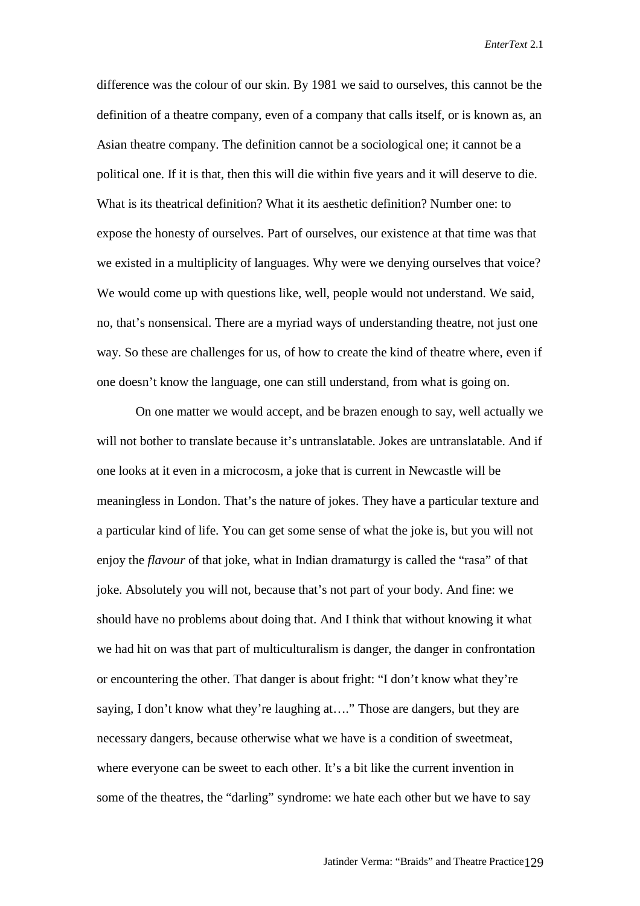difference was the colour of our skin. By 1981 we said to ourselves, this cannot be the definition of a theatre company, even of a company that calls itself, or is known as, an Asian theatre company. The definition cannot be a sociological one; it cannot be a political one. If it is that, then this will die within five years and it will deserve to die. What is its theatrical definition? What it its aesthetic definition? Number one: to expose the honesty of ourselves. Part of ourselves, our existence at that time was that we existed in a multiplicity of languages. Why were we denying ourselves that voice? We would come up with questions like, well, people would not understand. We said, no, that's nonsensical. There are a myriad ways of understanding theatre, not just one way. So these are challenges for us, of how to create the kind of theatre where, even if one doesn't know the language, one can still understand, from what is going on.

On one matter we would accept, and be brazen enough to say, well actually we will not bother to translate because it's untranslatable. Jokes are untranslatable. And if one looks at it even in a microcosm, a joke that is current in Newcastle will be meaningless in London. That's the nature of jokes. They have a particular texture and a particular kind of life. You can get some sense of what the joke is, but you will not enjoy the *flavour* of that joke, what in Indian dramaturgy is called the "rasa" of that joke. Absolutely you will not, because that's not part of your body. And fine: we should have no problems about doing that. And I think that without knowing it what we had hit on was that part of multiculturalism is danger, the danger in confrontation or encountering the other. That danger is about fright: "I don't know what they're saying, I don't know what they're laughing at…." Those are dangers, but they are necessary dangers, because otherwise what we have is a condition of sweetmeat, where everyone can be sweet to each other. It's a bit like the current invention in some of the theatres, the "darling" syndrome: we hate each other but we have to say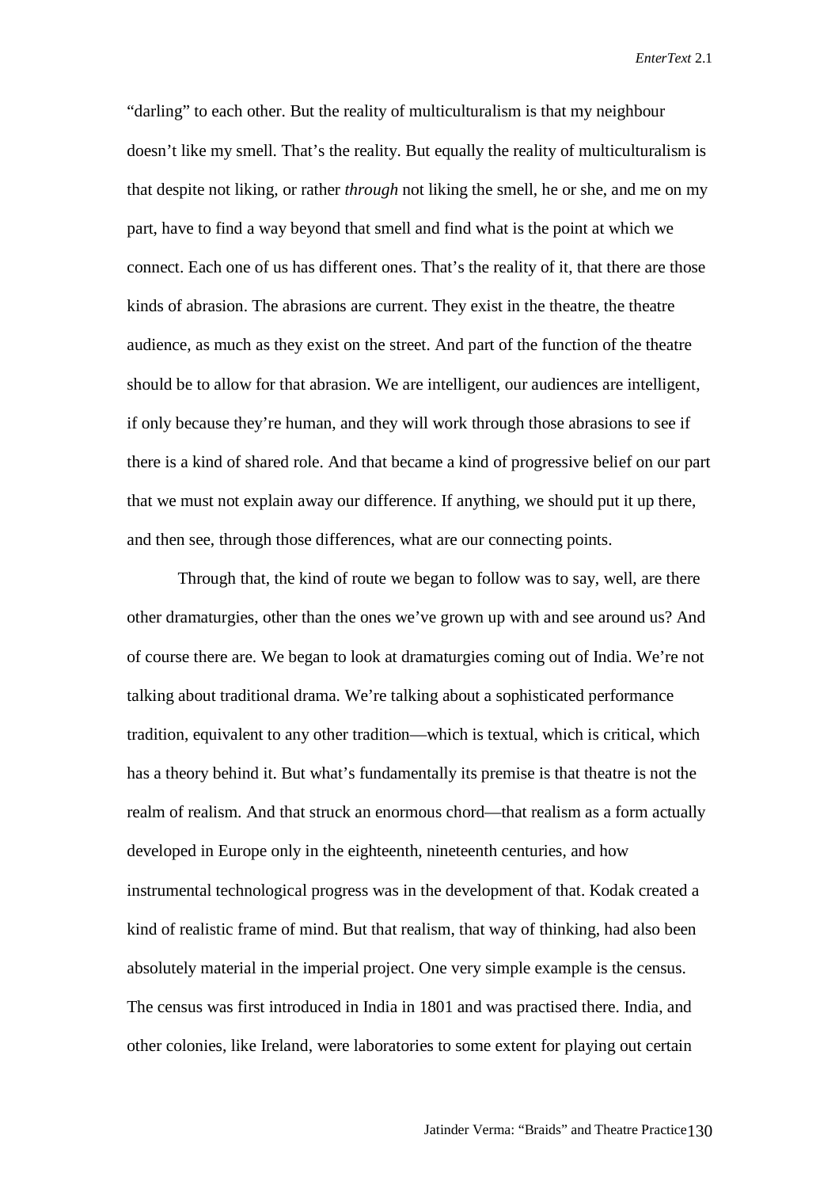"darling" to each other. But the reality of multiculturalism is that my neighbour doesn't like my smell. That's the reality. But equally the reality of multiculturalism is that despite not liking, or rather *through* not liking the smell, he or she, and me on my part, have to find a way beyond that smell and find what is the point at which we connect. Each one of us has different ones. That's the reality of it, that there are those kinds of abrasion. The abrasions are current. They exist in the theatre, the theatre audience, as much as they exist on the street. And part of the function of the theatre should be to allow for that abrasion. We are intelligent, our audiences are intelligent, if only because they're human, and they will work through those abrasions to see if there is a kind of shared role. And that became a kind of progressive belief on our part that we must not explain away our difference. If anything, we should put it up there, and then see, through those differences, what are our connecting points.

Through that, the kind of route we began to follow was to say, well, are there other dramaturgies, other than the ones we've grown up with and see around us? And of course there are. We began to look at dramaturgies coming out of India. We're not talking about traditional drama. We're talking about a sophisticated performance tradition, equivalent to any other tradition—which is textual, which is critical, which has a theory behind it. But what's fundamentally its premise is that theatre is not the realm of realism. And that struck an enormous chord—that realism as a form actually developed in Europe only in the eighteenth, nineteenth centuries, and how instrumental technological progress was in the development of that. Kodak created a kind of realistic frame of mind. But that realism, that way of thinking, had also been absolutely material in the imperial project. One very simple example is the census. The census was first introduced in India in 1801 and was practised there. India, and other colonies, like Ireland, were laboratories to some extent for playing out certain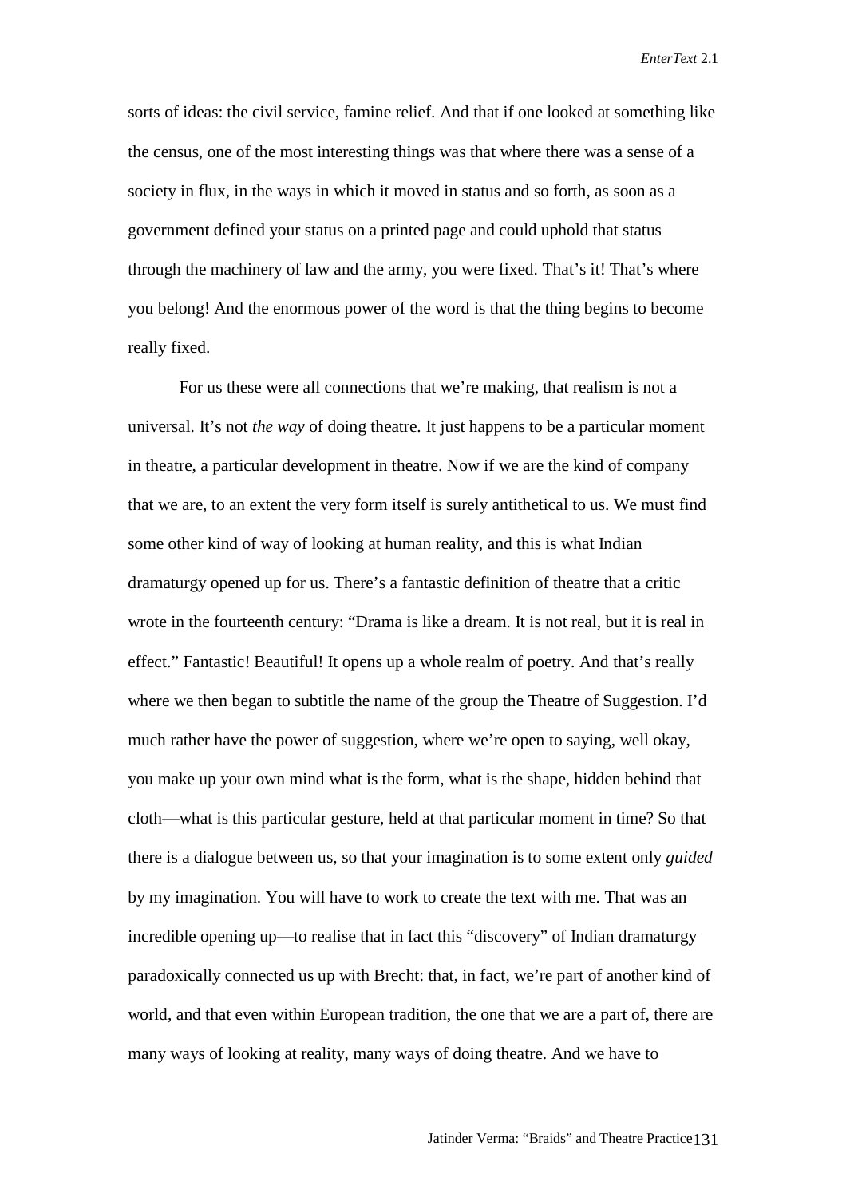sorts of ideas: the civil service, famine relief. And that if one looked at something like the census, one of the most interesting things was that where there was a sense of a society in flux, in the ways in which it moved in status and so forth, as soon as a government defined your status on a printed page and could uphold that status through the machinery of law and the army, you were fixed. That's it! That's where you belong! And the enormous power of the word is that the thing begins to become really fixed.

For us these were all connections that we're making, that realism is not a universal. It's not *the way* of doing theatre. It just happens to be a particular moment in theatre, a particular development in theatre. Now if we are the kind of company that we are, to an extent the very form itself is surely antithetical to us. We must find some other kind of way of looking at human reality, and this is what Indian dramaturgy opened up for us. There's a fantastic definition of theatre that a critic wrote in the fourteenth century: "Drama is like a dream. It is not real, but it is real in effect." Fantastic! Beautiful! It opens up a whole realm of poetry. And that's really where we then began to subtitle the name of the group the Theatre of Suggestion. I'd much rather have the power of suggestion, where we're open to saying, well okay, you make up your own mind what is the form, what is the shape, hidden behind that cloth—what is this particular gesture, held at that particular moment in time? So that there is a dialogue between us, so that your imagination is to some extent only *guided* by my imagination. You will have to work to create the text with me. That was an incredible opening up—to realise that in fact this "discovery" of Indian dramaturgy paradoxically connected us up with Brecht: that, in fact, we're part of another kind of world, and that even within European tradition, the one that we are a part of, there are many ways of looking at reality, many ways of doing theatre. And we have to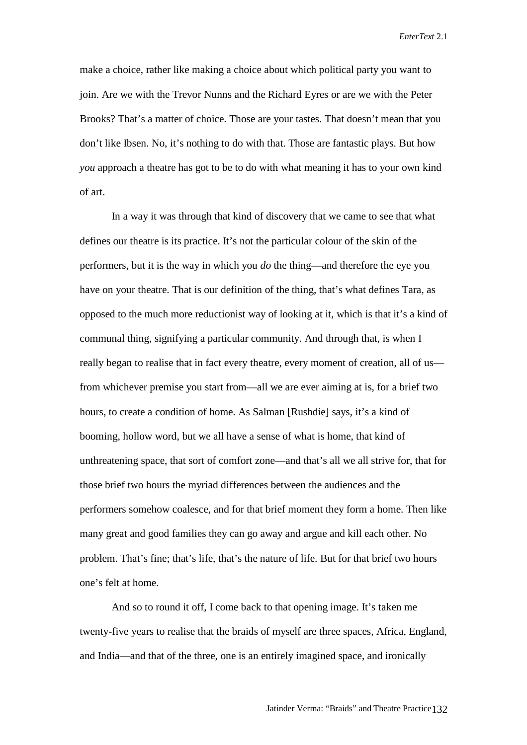make a choice, rather like making a choice about which political party you want to join. Are we with the Trevor Nunns and the Richard Eyres or are we with the Peter Brooks? That's a matter of choice. Those are your tastes. That doesn't mean that you don't like Ibsen. No, it's nothing to do with that. Those are fantastic plays. But how *you* approach a theatre has got to be to do with what meaning it has to your own kind of art.

In a way it was through that kind of discovery that we came to see that what defines our theatre is its practice. It's not the particular colour of the skin of the performers, but it is the way in which you *do* the thing—and therefore the eye you have on your theatre. That is our definition of the thing, that's what defines Tara, as opposed to the much more reductionist way of looking at it, which is that it's a kind of communal thing, signifying a particular community. And through that, is when I really began to realise that in fact every theatre, every moment of creation, all of us—from whichever premise you start from—all we are ever aiming at is, for a brief two hours, to create a condition of home. As Salman [Rushdie] says, it's a kind of booming, hollow word, but we all have a sense of what is home, that kind of unthreatening space, that sort of comfort zone—and that's all we all strive for, that for those brief two hours the myriad differences between the audiences and the performers somehow coalesce, and for that brief moment they form a home. Then like many great and good families they can go away and argue and kill each other. No problem. That's fine; that's life, that's the nature of life. But for that brief two hours one's felt at home.

And so to round it off, I come back to that opening image. It's taken me twenty-five years to realise that the braids of myself are three spaces, Africa, England, and India—and that of the three, one is an entirely imagined space, and ironically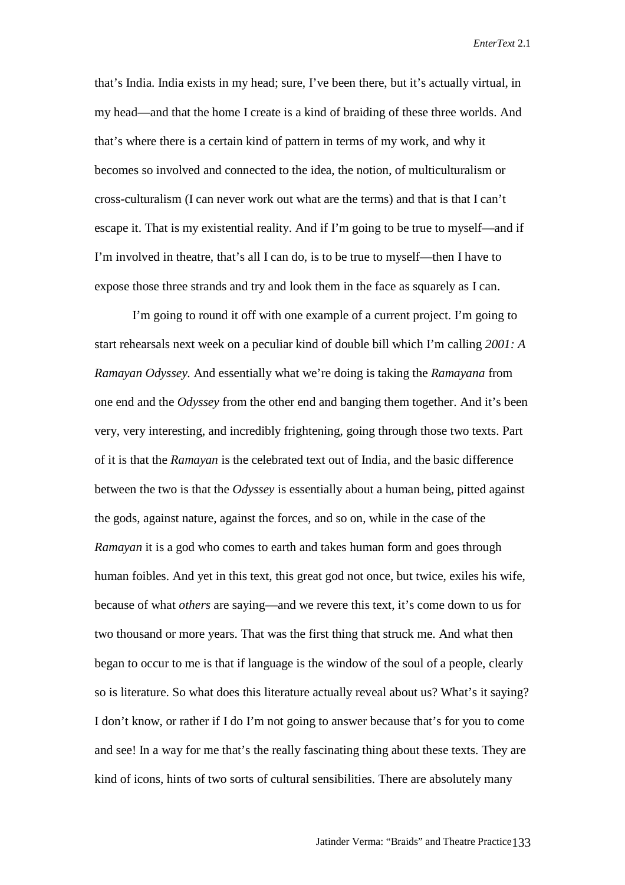that's India. India exists in my head; sure, I've been there, but it's actually virtual, in my head—and that the home I create is a kind of braiding of these three worlds. And that's where there is a certain kind of pattern in terms of my work, and why it becomes so involved and connected to the idea, the notion, of multiculturalism or cross-culturalism (I can never work out what are the terms) and that is that I can't escape it. That is my existential reality. And if I'm going to be true to myself—and if I'm involved in theatre, that's all I can do, is to be true to myself—then I have to expose those three strands and try and look them in the face as squarely as I can.

I'm going to round it off with one example of a current project. I'm going to start rehearsals next week on a peculiar kind of double bill which I'm calling *2001: A Ramayan Odyssey.* And essentially what we're doing is taking the *Ramayana* from one end and the *Odyssey* from the other end and banging them together. And it's been very, very interesting, and incredibly frightening, going through those two texts. Part of it is that the *Ramayan* is the celebrated text out of India, and the basic difference between the two is that the *Odyssey* is essentially about a human being, pitted against the gods, against nature, against the forces, and so on, while in the case of the *Ramayan* it is a god who comes to earth and takes human form and goes through human foibles. And yet in this text, this great god not once, but twice, exiles his wife, because of what *others* are saying—and we revere this text, it's come down to us for two thousand or more years. That was the first thing that struck me. And what then began to occur to me is that if language is the window of the soul of a people, clearly so is literature. So what does this literature actually reveal about us? What's it saying? I don't know, or rather if I do I'm not going to answer because that's for you to come and see! In a way for me that's the really fascinating thing about these texts. They are kind of icons, hints of two sorts of cultural sensibilities. There are absolutely many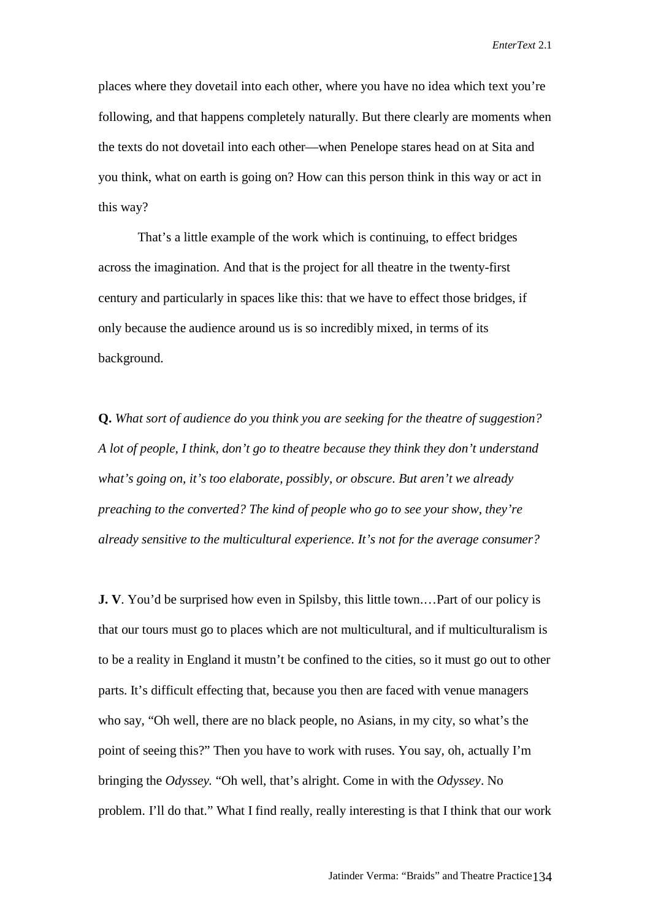places where they dovetail into each other, where you have no idea which text you're following, and that happens completely naturally. But there clearly are moments when the texts do not dovetail into each other—when Penelope stares head on at Sita and you think, what on earth is going on? How can this person think in this way or act in this way?

That's a little example of the work which is continuing, to effect bridges across the imagination. And that is the project for all theatre in the twenty-first century and particularly in spaces like this: that we have to effect those bridges, if only because the audience around us is so incredibly mixed, in terms of its background.

**Q.** *What sort of audience do you think you are seeking for the theatre of suggestion? A lot of people, I think, don't go to theatre because they think they don't understand what's going on, it's too elaborate, possibly, or obscure. But aren't we already preaching to the converted? The kind of people who go to see your show, they're already sensitive to the multicultural experience. It's not for the average consumer?*

**J. V**. You'd be surprised how even in Spilsby, this little town.…Part of our policy is that our tours must go to places which are not multicultural, and if multiculturalism is to be a reality in England it mustn't be confined to the cities, so it must go out to other parts. It's difficult effecting that, because you then are faced with venue managers who say, "Oh well, there are no black people, no Asians, in my city, so what's the point of seeing this?" Then you have to work with ruses. You say, oh, actually I'm bringing the *Odyssey.* "Oh well, that's alright. Come in with the *Odyssey*. No problem. I'll do that." What I find really, really interesting is that I think that our work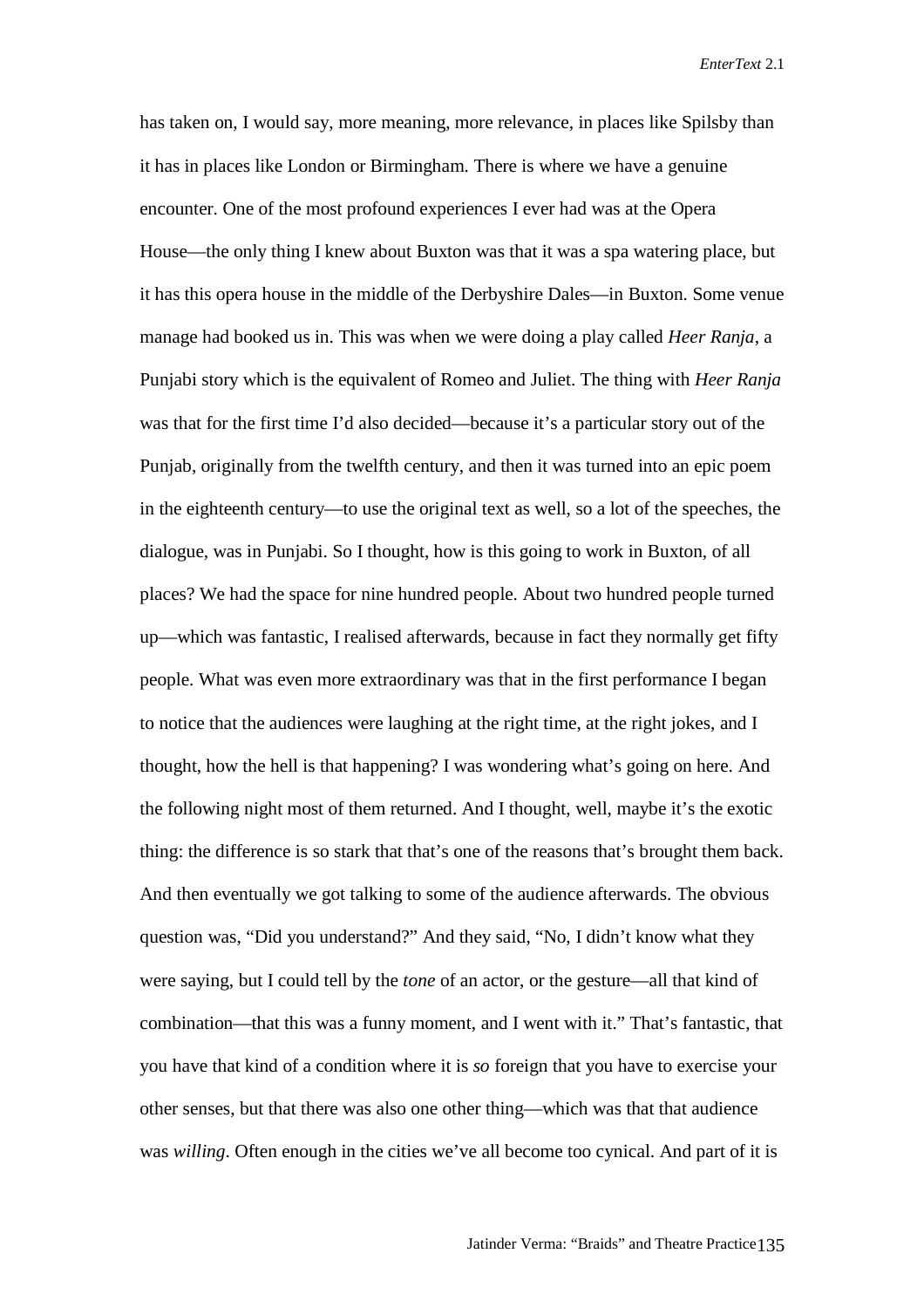has taken on, I would say, more meaning, more relevance, in places like Spilsby than it has in places like London or Birmingham. There is where we have a genuine encounter. One of the most profound experiences I ever had was at the Opera House—the only thing I knew about Buxton was that it was a spa watering place, but it has this opera house in the middle of the Derbyshire Dales—in Buxton. Some venue manage had booked us in. This was when we were doing a play called *Heer Ranja*, a Punjabi story which is the equivalent of Romeo and Juliet. The thing with *Heer Ranja* was that for the first time I'd also decided—because it's a particular story out of the Punjab, originally from the twelfth century, and then it was turned into an epic poem in the eighteenth century—to use the original text as well, so a lot of the speeches, the dialogue, was in Punjabi. So I thought, how is this going to work in Buxton, of all places? We had the space for nine hundred people. About two hundred people turned up—which was fantastic, I realised afterwards, because in fact they normally get fifty people. What was even more extraordinary was that in the first performance I began to notice that the audiences were laughing at the right time, at the right jokes, and I thought, how the hell is that happening? I was wondering what's going on here. And the following night most of them returned. And I thought, well, maybe it's the exotic thing: the difference is so stark that that's one of the reasons that's brought them back. And then eventually we got talking to some of the audience afterwards. The obvious question was, "Did you understand?" And they said, "No, I didn't know what they were saying, but I could tell by the *tone* of an actor, or the gesture—all that kind of combination—that this was a funny moment, and I went with it." That's fantastic, that you have that kind of a condition where it is *so* foreign that you have to exercise your other senses, but that there was also one other thing—which was that that audience was *willing*. Often enough in the cities we've all become too cynical. And part of it is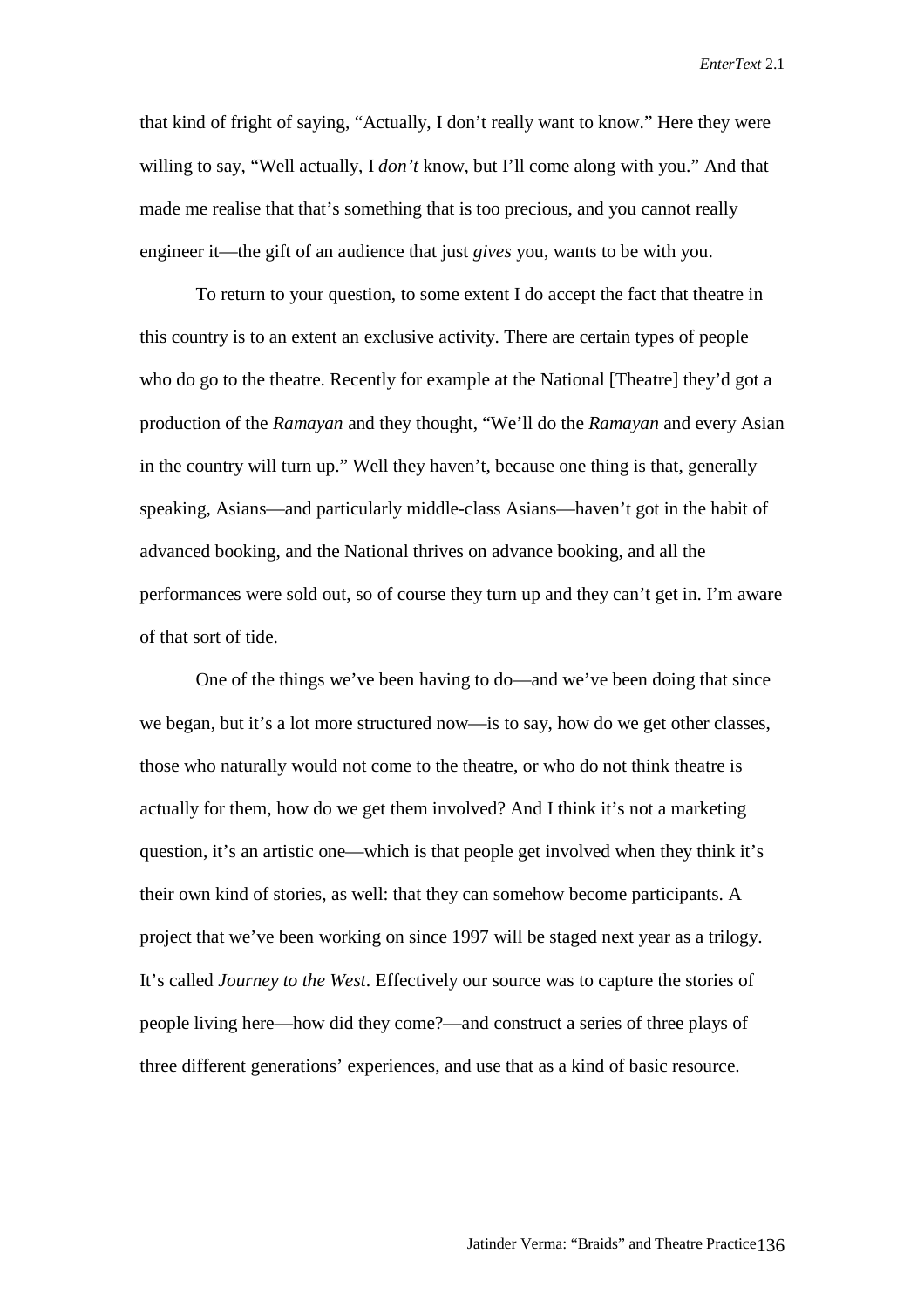that kind of fright of saying, “Actually, I don’t really want to know.” Here they were willing to say, “Well actually, I *don’t* know, but I’ll come along with you.” And that made me realise that that’s something that is too precious, and you cannot really engineer it—the gift of an audience that just *gives* you, wants to be with you.

To return to your question, to some extent I do accept the fact that theatre in this country is to an extent an exclusive activity. There are certain types of people who do go to the theatre. Recently for example at the National [Theatre] they’d got a production of the *Ramayan* and they thought, “We’ll do the *Ramayan* and every Asian in the country will turn up.” Well they haven’t, because one thing is that, generally speaking, Asians—and particularly middle-class Asians—haven’t got in the habit of advanced booking, and the National thrives on advance booking, and all the performances were sold out, so of course they turn up and they can’t get in. I’m aware of that sort of tide.

One of the things we’ve been having to do—and we’ve been doing that since we began, but it’s a lot more structured now—is to say, how do we get other classes, those who naturally would not come to the theatre, or who do not think theatre is actually for them, how do we get them involved? And I think it’s not a marketing question, it’s an artistic one—which is that people get involved when they think it’s their own kind of stories, as well: that they can somehow become participants. A project that we’ve been working on since 1997 will be staged next year as a trilogy. It’s called *Journey to the West*. Effectively our source was to capture the stories of people living here—how did they come?—and construct a series of three plays of three different generations’ experiences, and use that as a kind of basic resource.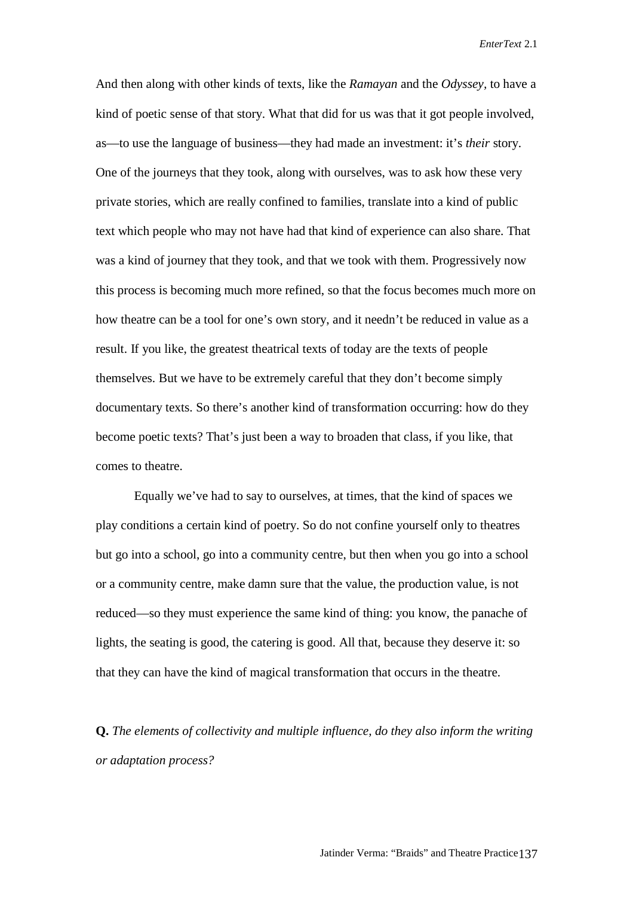And then along with other kinds of texts, like the *Ramayan* and the *Odyssey*, to have a kind of poetic sense of that story. What that did for us was that it got people involved, as—to use the language of business—they had made an investment: it's *their* story. One of the journeys that they took, along with ourselves, was to ask how these very private stories, which are really confined to families, translate into a kind of public text which people who may not have had that kind of experience can also share. That was a kind of journey that they took, and that we took with them. Progressively now this process is becoming much more refined, so that the focus becomes much more on how theatre can be a tool for one's own story, and it needn't be reduced in value as a result. If you like, the greatest theatrical texts of today are the texts of people themselves. But we have to be extremely careful that they don't become simply documentary texts. So there's another kind of transformation occurring: how do they become poetic texts? That's just been a way to broaden that class, if you like, that comes to theatre.

Equally we've had to say to ourselves, at times, that the kind of spaces we play conditions a certain kind of poetry. So do not confine yourself only to theatres but go into a school, go into a community centre, but then when you go into a school or a community centre, make damn sure that the value, the production value, is not reduced—so they must experience the same kind of thing: you know, the panache of lights, the seating is good, the catering is good. All that, because they deserve it: so that they can have the kind of magical transformation that occurs in the theatre.

**Q.** *The elements of collectivity and multiple influence, do they also inform the writing or adaptation process?*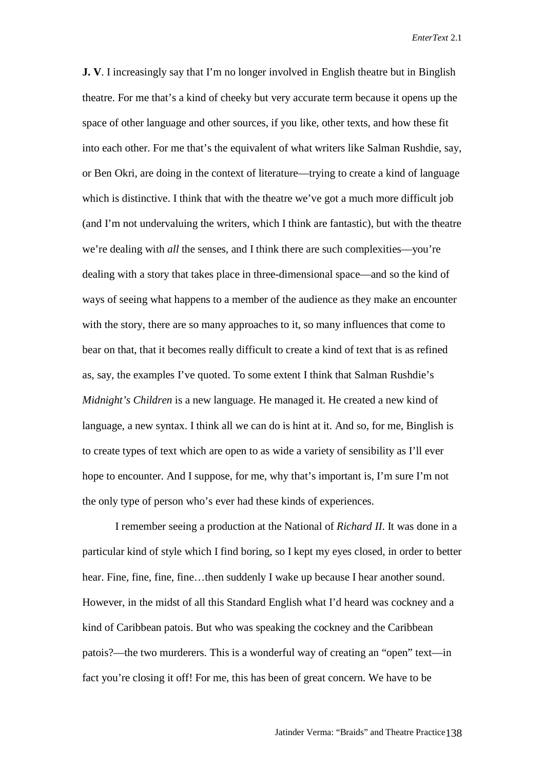**J. V**. I increasingly say that I'm no longer involved in English theatre but in Binglish theatre. For me that's a kind of cheeky but very accurate term because it opens up the space of other language and other sources, if you like, other texts, and how these fit into each other. For me that's the equivalent of what writers like Salman Rushdie, say, or Ben Okri, are doing in the context of literature—trying to create a kind of language which is distinctive. I think that with the theatre we've got a much more difficult job (and I'm not undervaluing the writers, which I think are fantastic), but with the theatre we're dealing with *all* the senses, and I think there are such complexities—you're dealing with a story that takes place in three-dimensional space—and so the kind of ways of seeing what happens to a member of the audience as they make an encounter with the story, there are so many approaches to it, so many influences that come to bear on that, that it becomes really difficult to create a kind of text that is as refined as, say, the examples I've quoted. To some extent I think that Salman Rushdie's *Midnight's Children* is a new language. He managed it. He created a new kind of language, a new syntax. I think all we can do is hint at it. And so, for me, Binglish is to create types of text which are open to as wide a variety of sensibility as I'll ever hope to encounter. And I suppose, for me, why that's important is, I'm sure I'm not the only type of person who's ever had these kinds of experiences.

I remember seeing a production at the National of *Richard II*. It was done in a particular kind of style which I find boring, so I kept my eyes closed, in order to better hear. Fine, fine, fine, fine…then suddenly I wake up because I hear another sound. However, in the midst of all this Standard English what I'd heard was cockney and a kind of Caribbean patois. But who was speaking the cockney and the Caribbean patois?—the two murderers. This is a wonderful way of creating an "open" text—in fact you're closing it off! For me, this has been of great concern. We have to be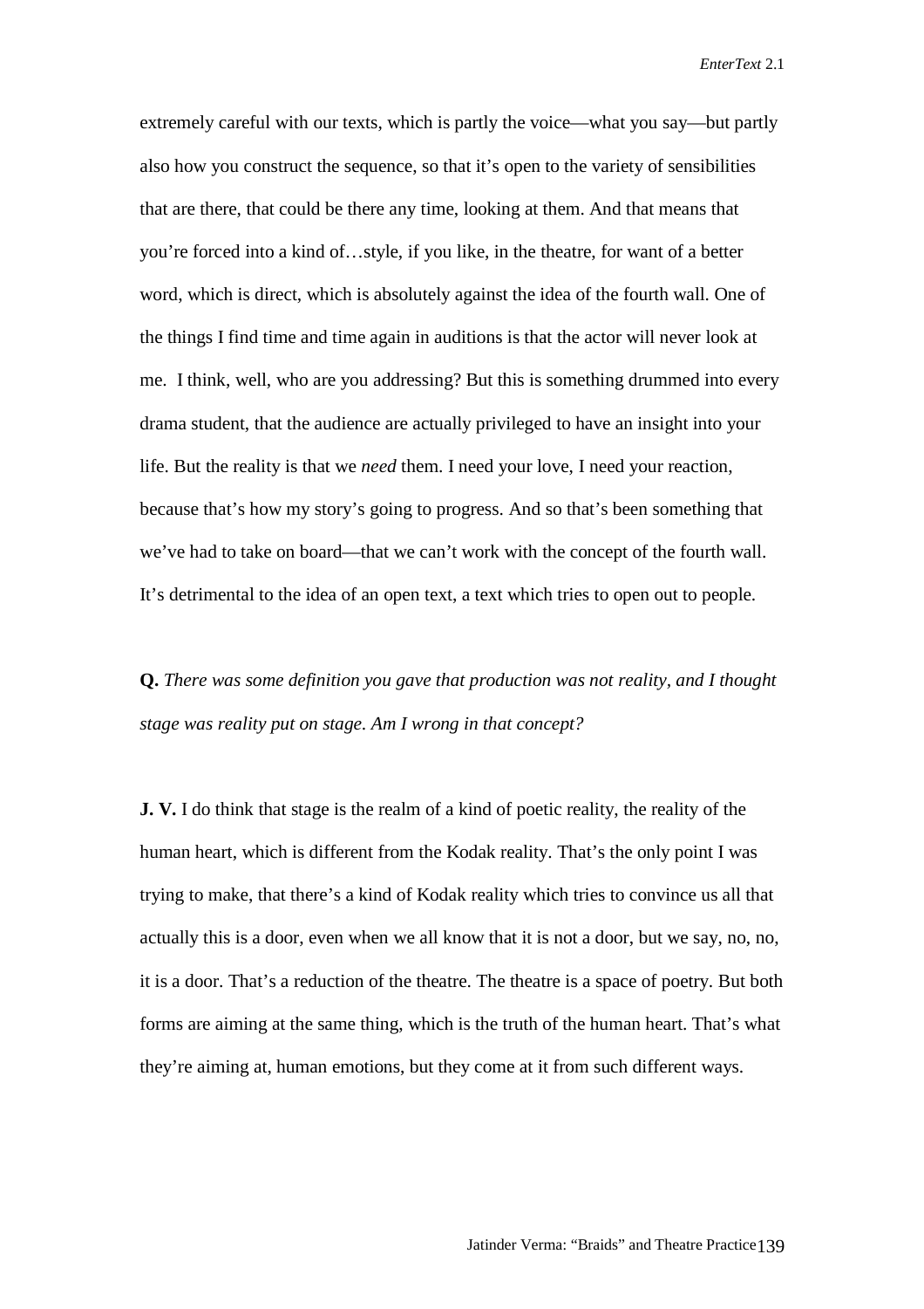extremely careful with our texts, which is partly the voice—what you say—but partly also how you construct the sequence, so that it's open to the variety of sensibilities that are there, that could be there any time, looking at them. And that means that you're forced into a kind of…style, if you like, in the theatre, for want of a better word, which is direct, which is absolutely against the idea of the fourth wall. One of the things I find time and time again in auditions is that the actor will never look at me. I think, well, who are you addressing? But this is something drummed into every drama student, that the audience are actually privileged to have an insight into your life. But the reality is that we *need* them. I need your love, I need your reaction, because that's how my story's going to progress. And so that's been something that we've had to take on board—that we can't work with the concept of the fourth wall. It's detrimental to the idea of an open text, a text which tries to open out to people.

**Q.** *There was some definition you gave that production was not reality, and I thought stage was reality put on stage. Am I wrong in that concept?*

**J. V.** I do think that stage is the realm of a kind of poetic reality, the reality of the human heart, which is different from the Kodak reality. That's the only point I was trying to make, that there's a kind of Kodak reality which tries to convince us all that actually this is a door, even when we all know that it is not a door, but we say, no, no, it is a door. That's a reduction of the theatre. The theatre is a space of poetry. But both forms are aiming at the same thing, which is the truth of the human heart. That's what they're aiming at, human emotions, but they come at it from such different ways.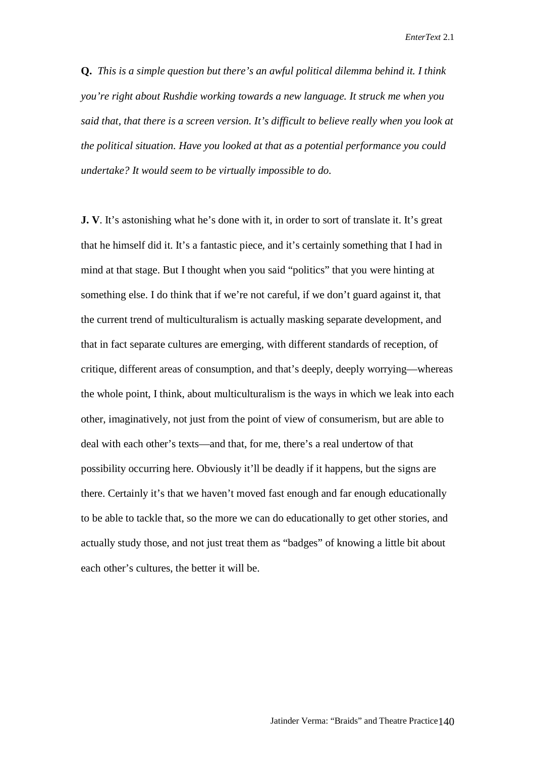**Q.** *This is a simple question but there's an awful political dilemma behind it. I think you're right about Rushdie working towards a new language. It struck me when you said that, that there is a screen version. It's difficult to believe really when you look at the political situation. Have you looked at that as a potential performance you could undertake? It would seem to be virtually impossible to do.*

**J. V**. It's astonishing what he's done with it, in order to sort of translate it. It's great that he himself did it. It's a fantastic piece, and it's certainly something that I had in mind at that stage. But I thought when you said "politics" that you were hinting at something else. I do think that if we're not careful, if we don't guard against it, that the current trend of multiculturalism is actually masking separate development, and that in fact separate cultures are emerging, with different standards of reception, of critique, different areas of consumption, and that's deeply, deeply worrying—whereas the whole point, I think, about multiculturalism is the ways in which we leak into each other, imaginatively, not just from the point of view of consumerism, but are able to deal with each other's texts—and that, for me, there's a real undertow of that possibility occurring here. Obviously it'll be deadly if it happens, but the signs are there. Certainly it's that we haven't moved fast enough and far enough educationally to be able to tackle that, so the more we can do educationally to get other stories, and actually study those, and not just treat them as "badges" of knowing a little bit about each other's cultures, the better it will be.